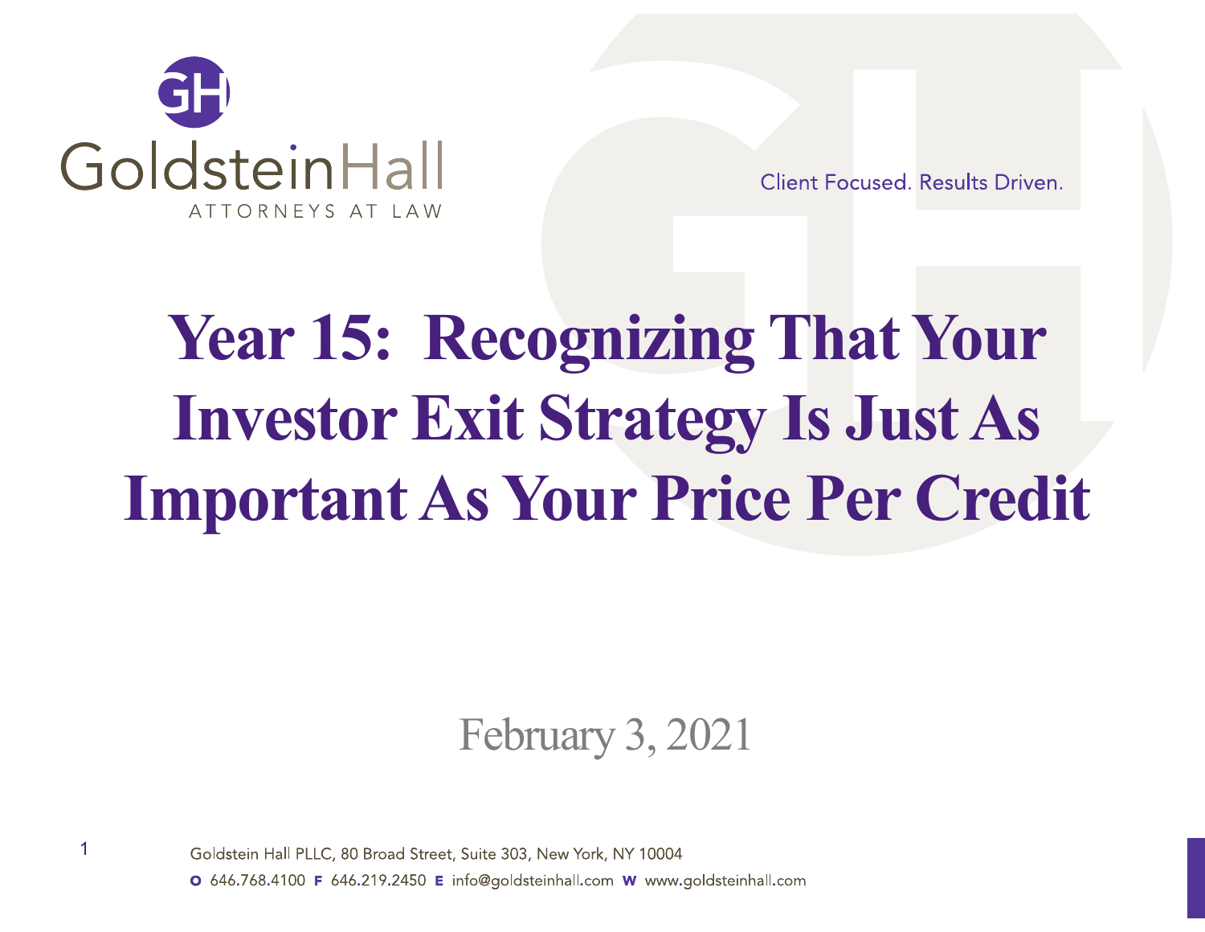GoldsteinHall

ATTORNEYS AT LAW

Client Focused. Results Driven.

# Year 15: Recognizing That Your Investor Exit Strategy Is Just As Important As Your Price Per Credit

February 3, 2021

Goldstein Hall PLLC, 80 Broad Street, Suite 303, New York, NY 10004

O 646.768.4100 F 646.219.2450 E info@goldsteinhall.com W www.goldsteinhall.com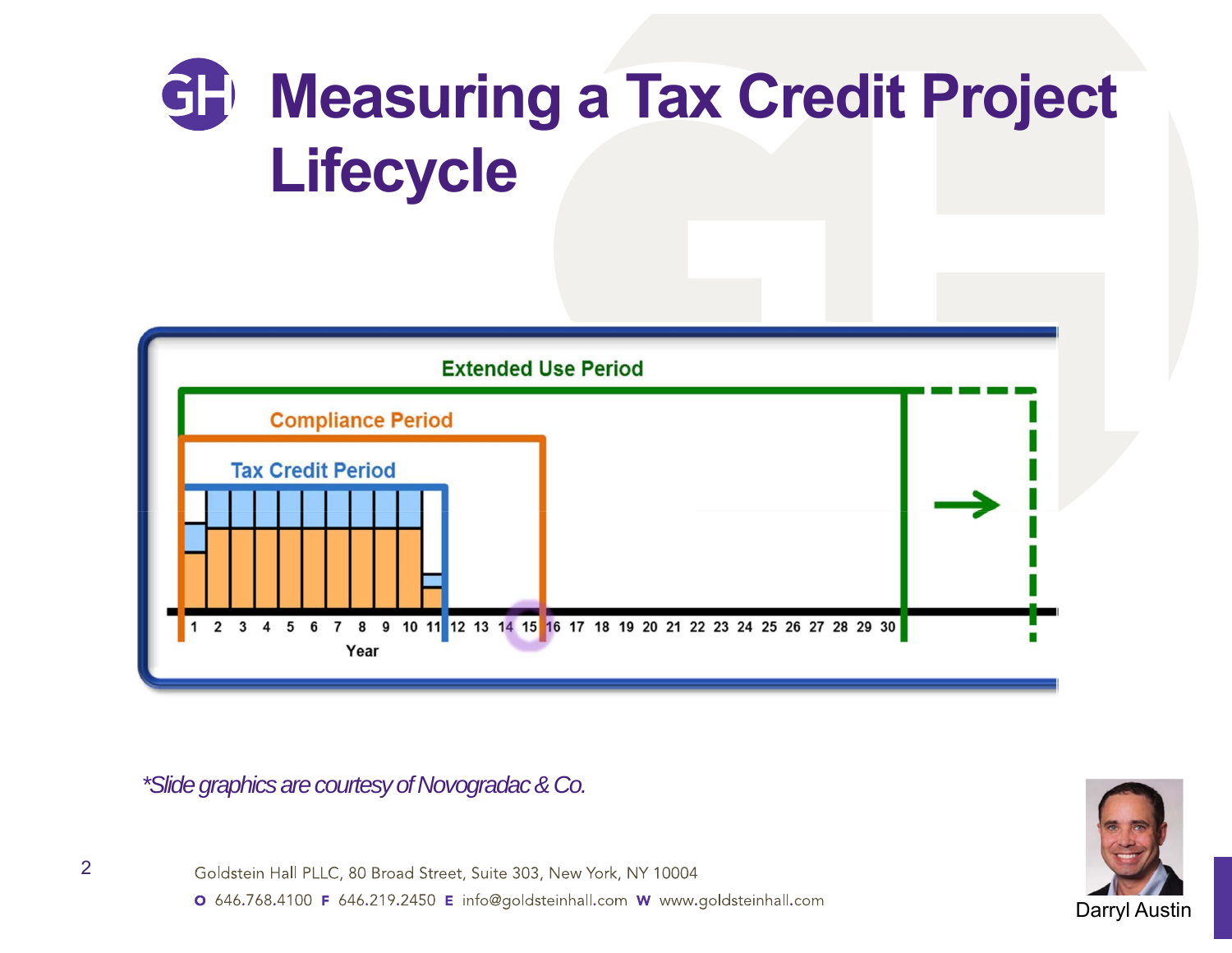# Measuring a Tax Credit Project Lifecycle

Extended Use Period

Compliance Period

Tax Credit Period

1 2 3 4 5 6 7 8 9 10 11 12 13 14 15 16 17 18 19 20 21 22 23 24 25 26 27 28 29 30

Year

*\*Slide graphics are courtesy of Novogradac & Co.*

Goldstein Hall PLLC, 80 Broad Street, Suite 303, New York, NY 10004

**O** 646.768.4100 **F** 646.219.2450 **E** info@goldsteinhall.com **W** www.goldsteinhall.com

Darryl Austin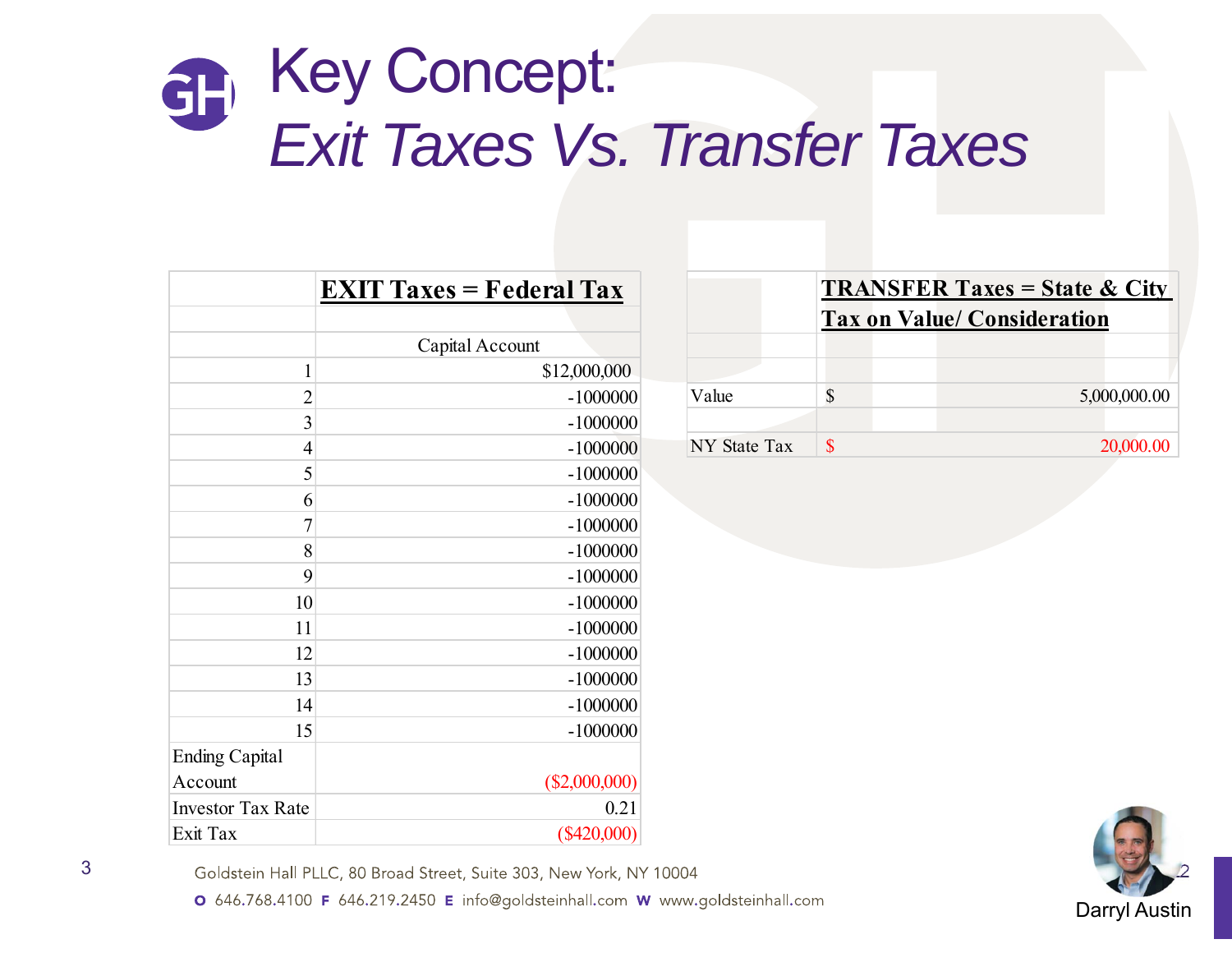# Key Concept:
## *Exit Taxes Vs. Transfer Taxes*

| | **EXIT Taxes = Federal Tax** |
|---|---|
| | |
| | Capital Account |
| 1 | $12,000,000 |
| 2 | -1000000 |
| 3 | -1000000 |
| 4 | -1000000 |
| 5 | -1000000 |
| 6 | -1000000 |
| 7 | -1000000 |
| 8 | -1000000 |
| 9 | -1000000 |
| 10 | -1000000 |
| 11 | -1000000 |
| 12 | -1000000 |
| 13 | -1000000 |
| 14 | -1000000 |
| 15 | -1000000 |
| Ending Capital Account | ($2,000,000) |
| Investor Tax Rate | 0.21 |
| Exit Tax | ($420,000) |

| | **TRANSFER Taxes = State & City Tax on Value/ Consideration** | |
|---|---|---|
| | | |
| | | |
| Value | $ | 5,000,000.00 |
| | | |
| NY State Tax | $ | 20,000.00 |

Darryl Austin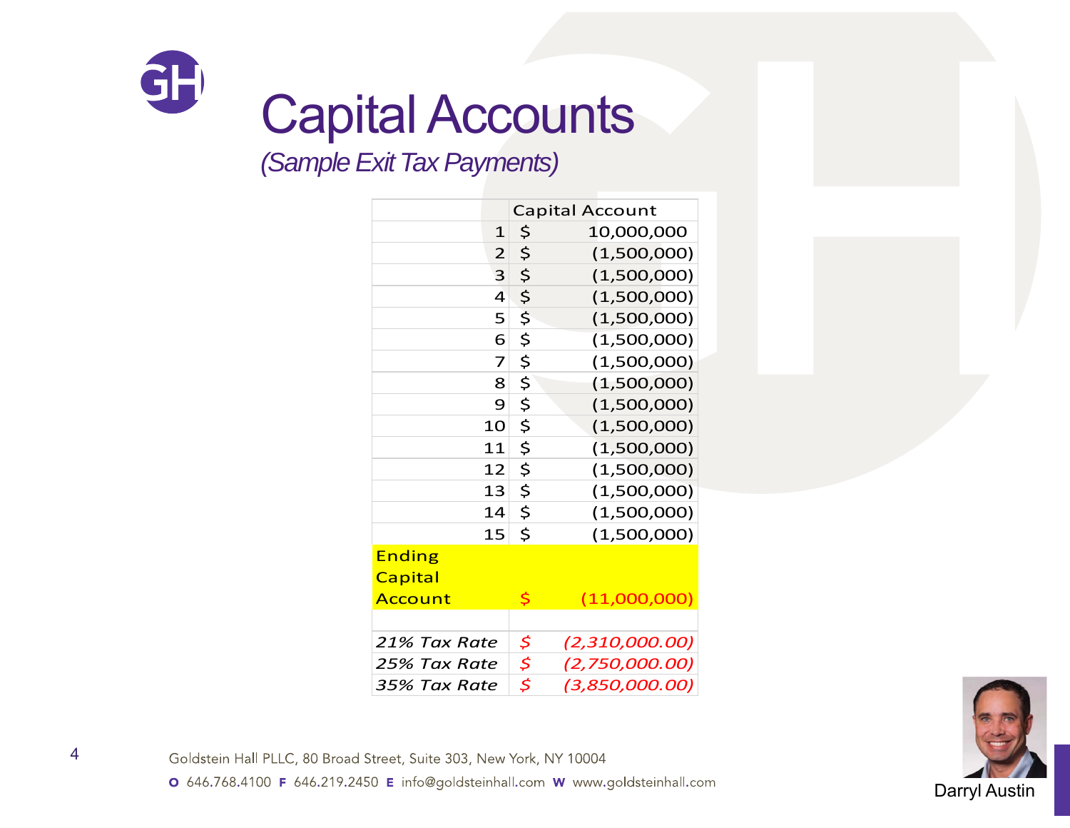# Capital Accounts

*(Sample Exit Tax Payments)*

| | Capital Account | |
|---|---|---|
| 1 | $ | 10,000,000 |
| 2 | $ | (1,500,000) |
| 3 | $ | (1,500,000) |
| 4 | $ | (1,500,000) |
| 5 | $ | (1,500,000) |
| 6 | $ | (1,500,000) |
| 7 | $ | (1,500,000) |
| 8 | $ | (1,500,000) |
| 9 | $ | (1,500,000) |
| 10 | $ | (1,500,000) |
| 11 | $ | (1,500,000) |
| 12 | $ | (1,500,000) |
| 13 | $ | (1,500,000) |
| 14 | $ | (1,500,000) |
| 15 | $ | (1,500,000) |
| Ending Capital Account | $ | (11,000,000) |
| | | |
| *21% Tax Rate* | *$* | *(2,310,000.00)* |
| *25% Tax Rate* | *$* | *(2,750,000.00)* |
| *35% Tax Rate* | *$* | *(3,850,000.00)* |

Goldstein Hall PLLC, 80 Broad Street, Suite 303, New York, NY 10004

**O** 646.768.4100 **F** 646.219.2450 **E** info@goldsteinhall.com **W** www.goldsteinhall.com

Darryl Austin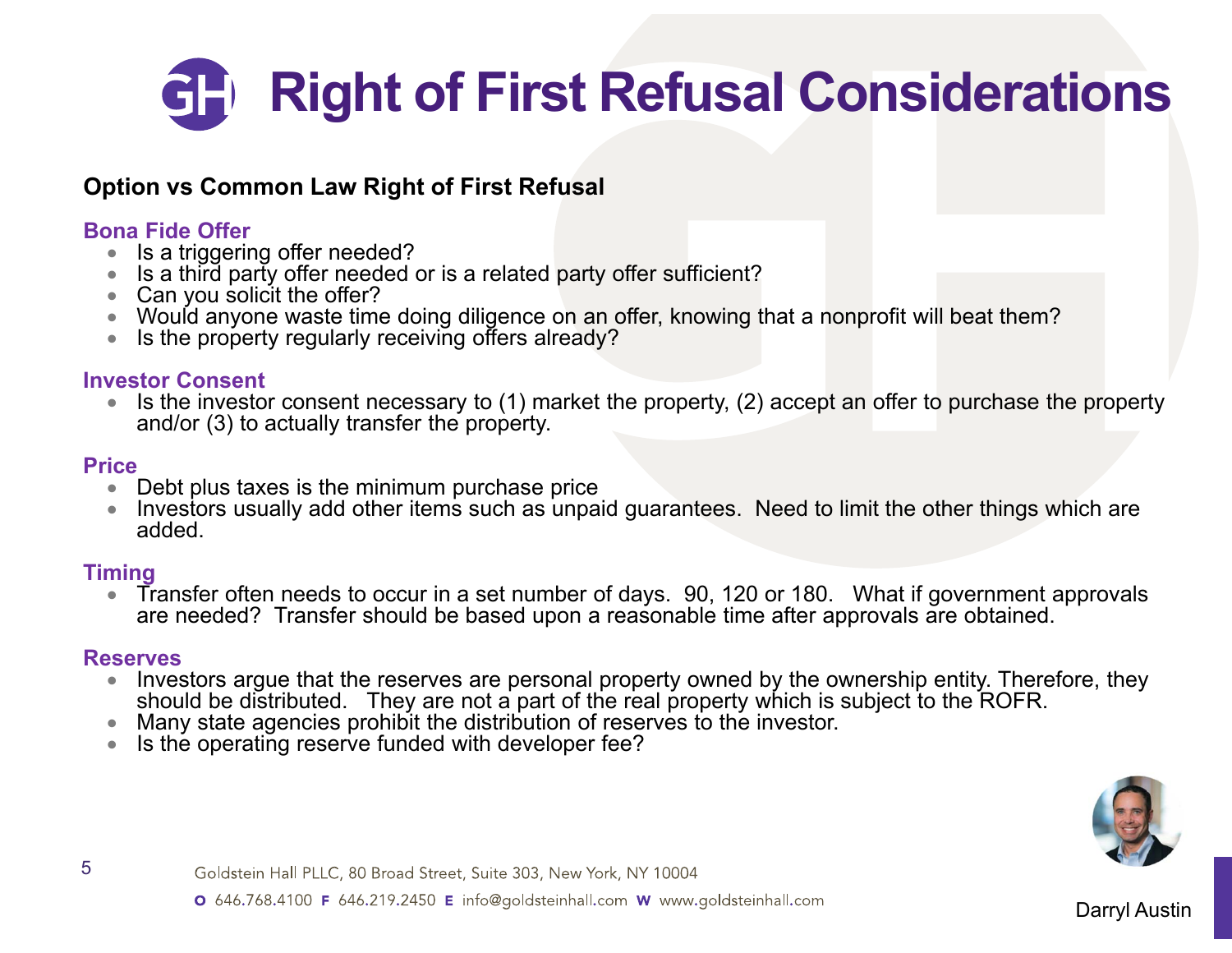# Right of First Refusal Considerations

**Option vs Common Law Right of First Refusal**

### Bona Fide Offer

- Is a triggering offer needed?
- Is a third party offer needed or is a related party offer sufficient?
- Can you solicit the offer?
- Would anyone waste time doing diligence on an offer, knowing that a nonprofit will beat them?
- Is the property regularly receiving offers already?

### Investor Consent

- Is the investor consent necessary to (1) market the property, (2) accept an offer to purchase the property and/or (3) to actually transfer the property.

### Price

- Debt plus taxes is the minimum purchase price
- Investors usually add other items such as unpaid guarantees. Need to limit the other things which are added.

### Timing

- Transfer often needs to occur in a set number of days. 90, 120 or 180. What if government approvals are needed? Transfer should be based upon a reasonable time after approvals are obtained.

### Reserves

- Investors argue that the reserves are personal property owned by the ownership entity. Therefore, they should be distributed. They are not a part of the real property which is subject to the ROFR.
- Many state agencies prohibit the distribution of reserves to the investor.
- Is the operating reserve funded with developer fee?

Darryl Austin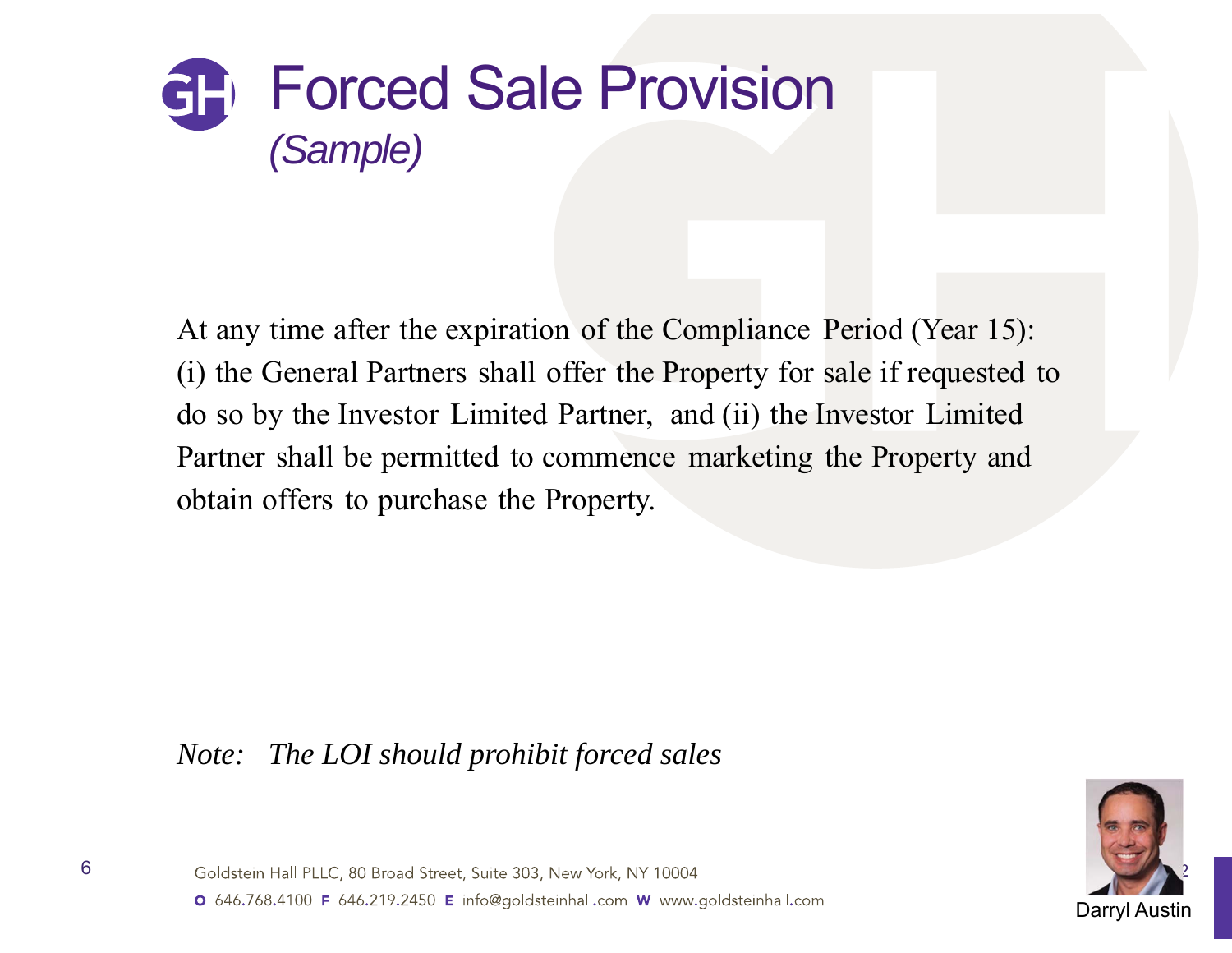# Forced Sale Provision

*(Sample)*

At any time after the expiration of the Compliance Period (Year 15): (i) the General Partners shall offer the Property for sale if requested to do so by the Investor Limited Partner, and (ii) the Investor Limited Partner shall be permitted to commence marketing the Property and obtain offers to purchase the Property.

*Note: The LOI should prohibit forced sales*

Goldstein Hall PLLC, 80 Broad Street, Suite 303, New York, NY 10004

**O** 646.768.4100 **F** 646.219.2450 **E** info@goldsteinhall.com **W** www.goldsteinhall.com

Darryl Austin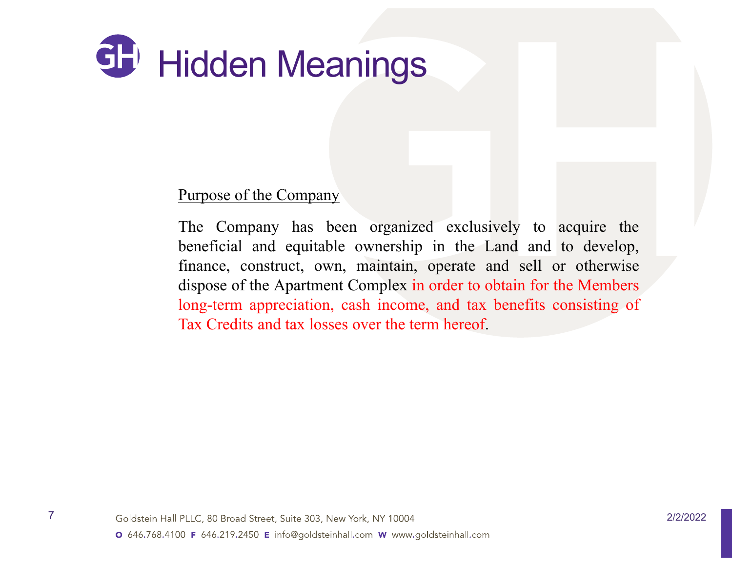# Hidden Meanings

Purpose of the Company

The Company has been organized exclusively to acquire the beneficial and equitable ownership in the Land and to develop, finance, construct, own, maintain, operate and sell or otherwise dispose of the Apartment Complex in order to obtain for the Members long-term appreciation, cash income, and tax benefits consisting of Tax Credits and tax losses over the term hereof.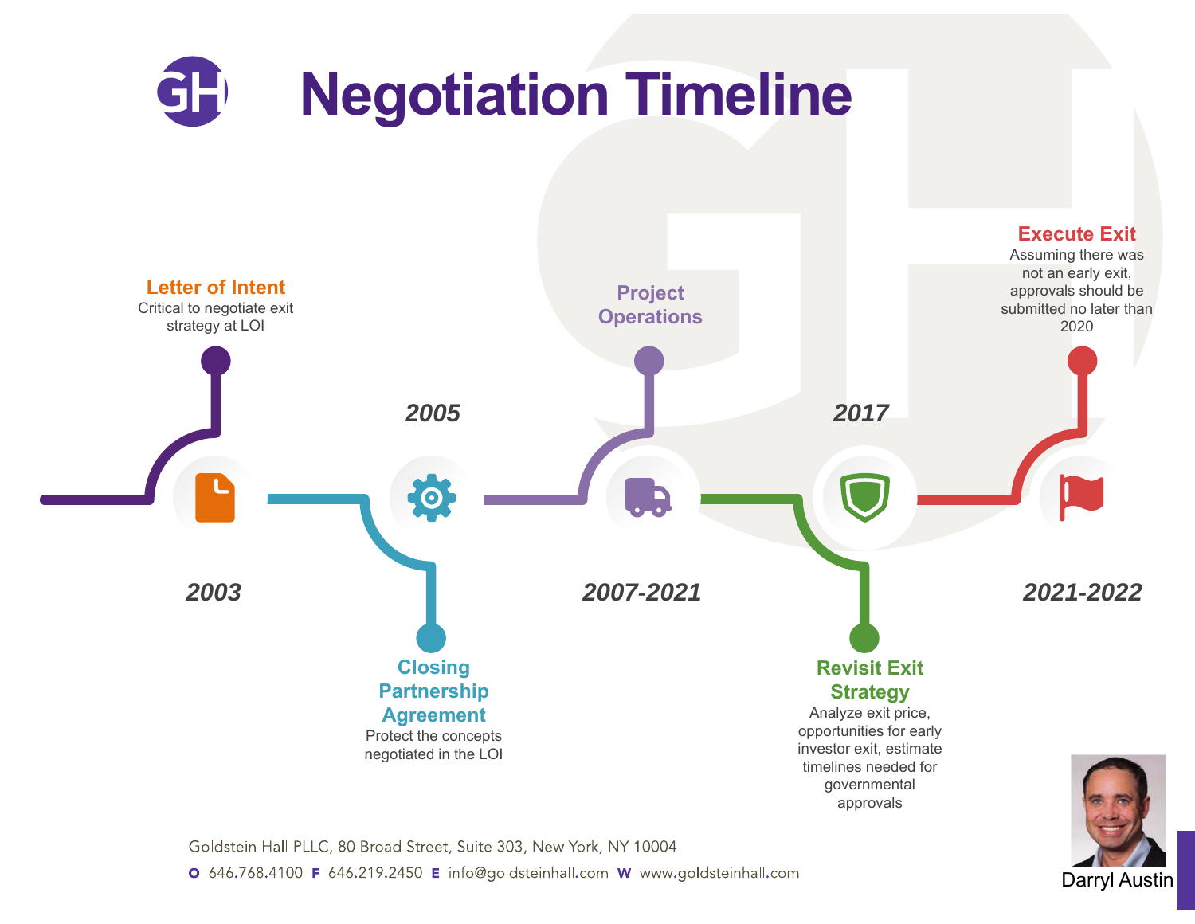# Negotiation Timeline

### 2003 — Letter of Intent

Critical to negotiate exit strategy at LOI

### 2005 — Closing Partnership Agreement

Protect the concepts negotiated in the LOI

### 2007-2021 — Project Operations

### 2017 — Revisit Exit Strategy

Analyze exit price, opportunities for early investor exit, estimate timelines needed for governmental approvals

### 2021-2022 — Execute Exit

Assuming there was not an early exit, approvals should be submitted no later than 2020

Darryl Austin

Goldstein Hall PLLC, 80 Broad Street, Suite 303, New York, NY 10004

**O** 646.768.4100 **F** 646.219.2450 **E** info@goldsteinhall.com **W** www.goldsteinhall.com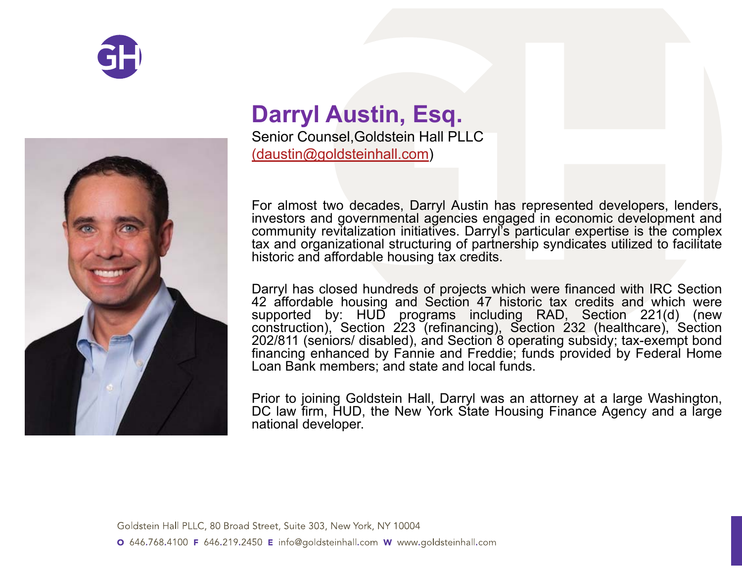# Darryl Austin, Esq.

Senior Counsel,Goldstein Hall PLLC
(daustin@goldsteinhall.com)

For almost two decades, Darryl Austin has represented developers, lenders, investors and governmental agencies engaged in economic development and community revitalization initiatives. Darryl's particular expertise is the complex tax and organizational structuring of partnership syndicates utilized to facilitate historic and affordable housing tax credits.

Darryl has closed hundreds of projects which were financed with IRC Section 42 affordable housing and Section 47 historic tax credits and which were supported by: HUD programs including RAD, Section 221(d) (new construction), Section 223 (refinancing), Section 232 (healthcare), Section 202/811 (seniors/ disabled), and Section 8 operating subsidy; tax-exempt bond financing enhanced by Fannie and Freddie; funds provided by Federal Home Loan Bank members; and state and local funds.

Prior to joining Goldstein Hall, Darryl was an attorney at a large Washington, DC law firm, HUD, the New York State Housing Finance Agency and a large national developer.

Goldstein Hall PLLC, 80 Broad Street, Suite 303, New York, NY 10004

**O** 646.768.4100 **F** 646.219.2450 **E** info@goldsteinhall.com **W** www.goldsteinhall.com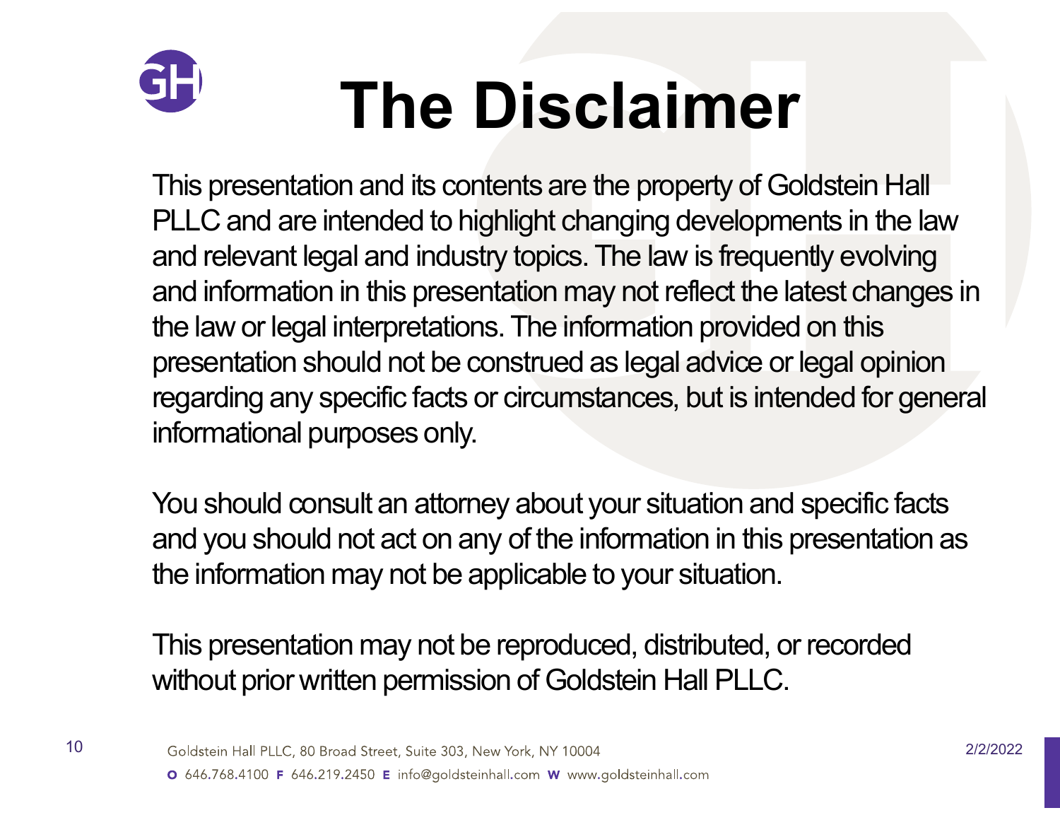# The Disclaimer

This presentation and its contents are the property of Goldstein Hall PLLC and are intended to highlight changing developments in the law and relevant legal and industry topics. The law is frequently evolving and information in this presentation may not reflect the latest changes in the law or legal interpretations. The information provided on this presentation should not be construed as legal advice or legal opinion regarding any specific facts or circumstances, but is intended for general informational purposes only.

You should consult an attorney about your situation and specific facts and you should not act on any of the information in this presentation as the information may not be applicable to your situation.

This presentation may not be reproduced, distributed, or recorded without prior written permission of Goldstein Hall PLLC.